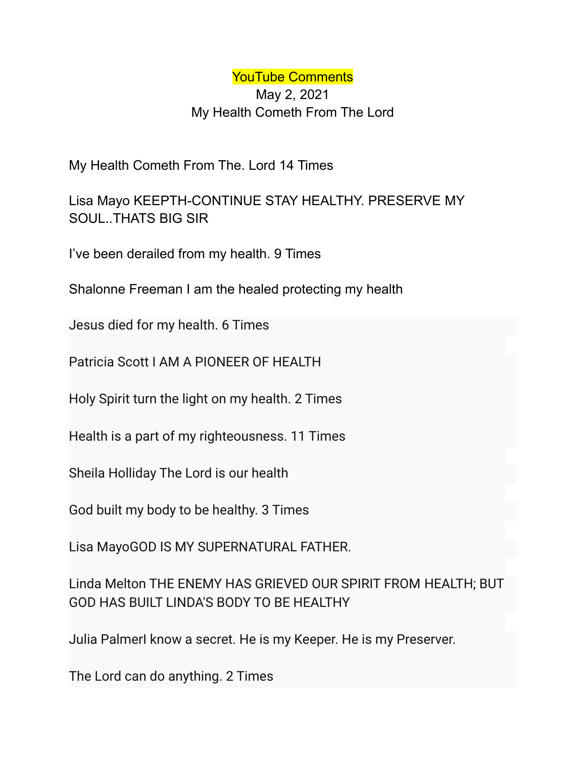YouTube Comments

May 2, 2021

My Health Cometh From The Lord

My Health Cometh From The. Lord 14 Times

Lisa Mayo KEEPTH-CONTINUE STAY HEALTHY. PRESERVE MY SOUL..THATS BIG SIR

I've been derailed from my health. 9 Times

Shalonne Freeman I am the healed protecting my health

Jesus died for my health. 6 Times

Patricia Scott I AM A PIONEER OF HEALTH

Holy Spirit turn the light on my health. 2 Times

Health is a part of my righteousness. 11 Times

Sheila Holliday The Lord is our health

God built my body to be healthy. 3 Times

Lisa MayoGOD IS MY SUPERNATURAL FATHER.

Linda Melton THE ENEMY HAS GRIEVED OUR SPIRIT FROM HEALTH; BUT GOD HAS BUILT LINDA'S BODY TO BE HEALTHY

Julia PalmerI know a secret. He is my Keeper. He is my Preserver.

The Lord can do anything. 2 Times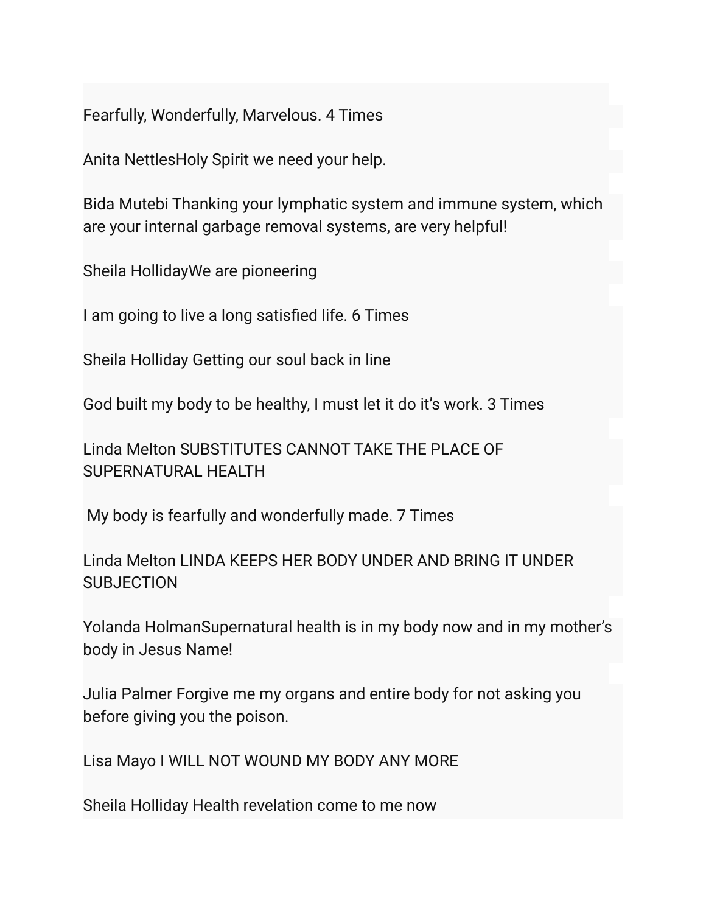Fearfully, Wonderfully, Marvelous. 4 Times

Anita NettlesHoly Spirit we need your help.

Bida Mutebi Thanking your lymphatic system and immune system, which are your internal garbage removal systems, are very helpful!

Sheila HollidayWe are pioneering

I am going to live a long satisfied life. 6 Times

Sheila Holliday Getting our soul back in line

God built my body to be healthy, I must let it do it's work. 3 Times

Linda Melton SUBSTITUTES CANNOT TAKE THE PLACE OF SUPERNATURAL HEALTH

My body is fearfully and wonderfully made. 7 Times

Linda Melton LINDA KEEPS HER BODY UNDER AND BRING IT UNDER SUBJECTION

Yolanda HolmanSupernatural health is in my body now and in my mother's body in Jesus Name!

Julia Palmer Forgive me my organs and entire body for not asking you before giving you the poison.

Lisa Mayo I WILL NOT WOUND MY BODY ANY MORE

Sheila Holliday Health revelation come to me now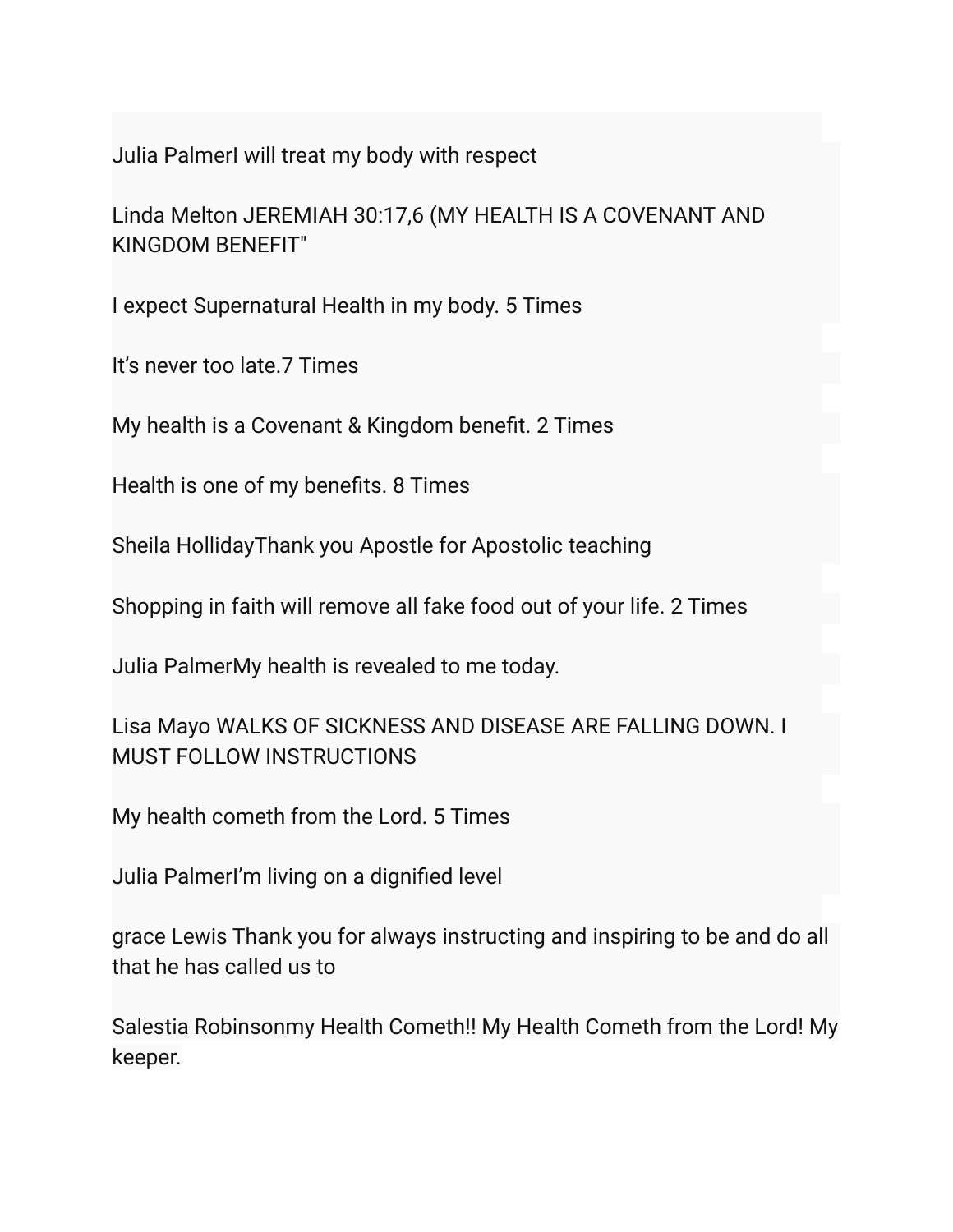Julia PalmerI will treat my body with respect

Linda Melton JEREMIAH 30:17,6 (MY HEALTH IS A COVENANT AND KINGDOM BENEFIT"

I expect Supernatural Health in my body. 5 Times

It’s never too late.7 Times

My health is a Covenant & Kingdom benefit. 2 Times

Health is one of my benefits. 8 Times

Sheila HollidayThank you Apostle for Apostolic teaching

Shopping in faith will remove all fake food out of your life. 2 Times

Julia PalmerMy health is revealed to me today.

Lisa Mayo WALKS OF SICKNESS AND DISEASE ARE FALLING DOWN. I MUST FOLLOW INSTRUCTIONS

My health cometh from the Lord. 5 Times

Julia PalmerI’m living on a dignified level

grace Lewis Thank you for always instructing and inspiring to be and do all that he has called us to

Salestia Robinsonmy Health Cometh!! My Health Cometh from the Lord! My keeper.